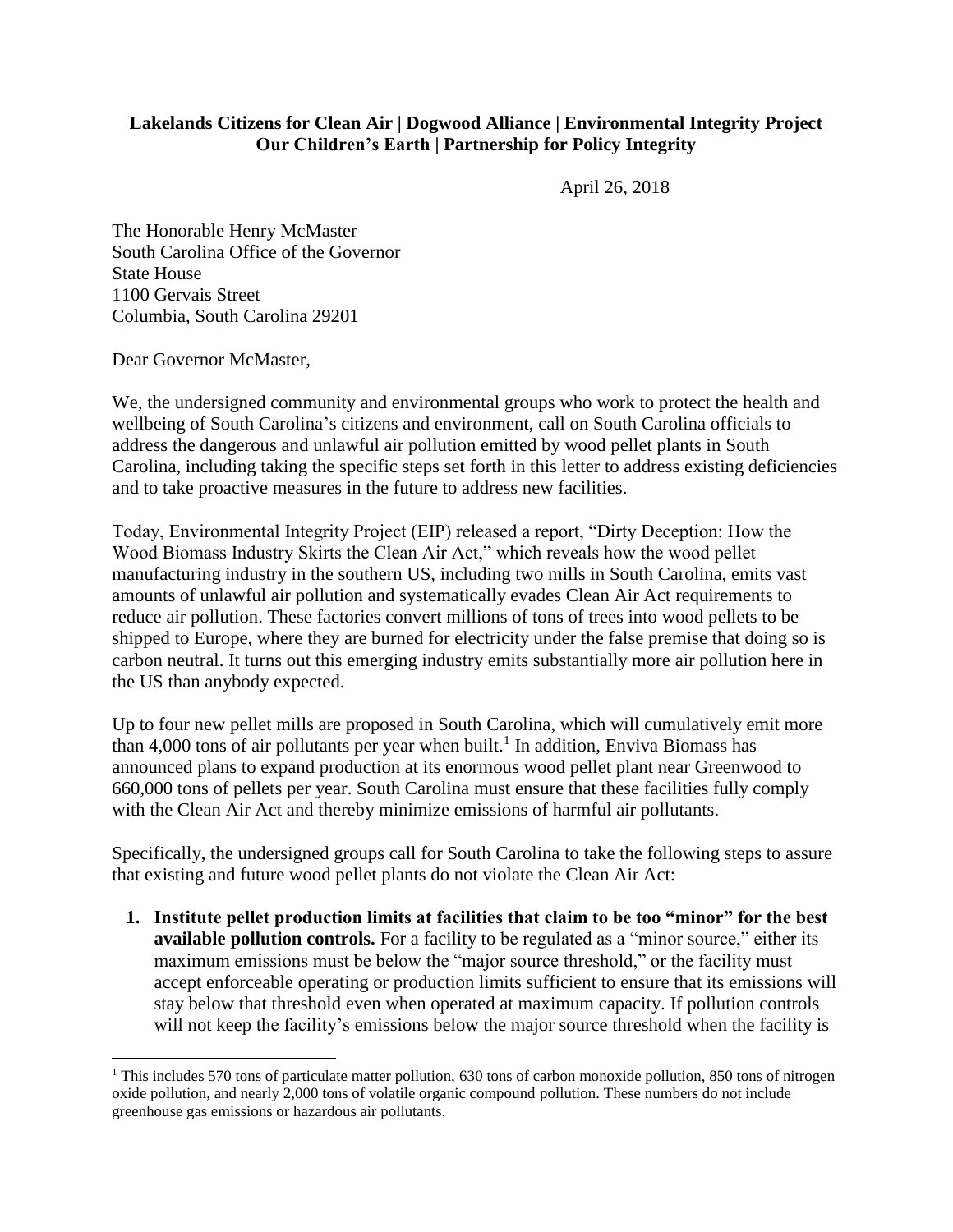**Lakelands Citizens for Clean Air | Dogwood Alliance | Environmental Integrity Project**
**Our Children's Earth | Partnership for Policy Integrity**

April 26, 2018

The Honorable Henry McMaster
South Carolina Office of the Governor
State House
1100 Gervais Street
Columbia, South Carolina 29201

Dear Governor McMaster,

We, the undersigned community and environmental groups who work to protect the health and wellbeing of South Carolina's citizens and environment, call on South Carolina officials to address the dangerous and unlawful air pollution emitted by wood pellet plants in South Carolina, including taking the specific steps set forth in this letter to address existing deficiencies and to take proactive measures in the future to address new facilities.

Today, Environmental Integrity Project (EIP) released a report, "Dirty Deception: How the Wood Biomass Industry Skirts the Clean Air Act," which reveals how the wood pellet manufacturing industry in the southern US, including two mills in South Carolina, emits vast amounts of unlawful air pollution and systematically evades Clean Air Act requirements to reduce air pollution. These factories convert millions of tons of trees into wood pellets to be shipped to Europe, where they are burned for electricity under the false premise that doing so is carbon neutral. It turns out this emerging industry emits substantially more air pollution here in the US than anybody expected.

Up to four new pellet mills are proposed in South Carolina, which will cumulatively emit more than 4,000 tons of air pollutants per year when built.[1] In addition, Enviva Biomass has announced plans to expand production at its enormous wood pellet plant near Greenwood to 660,000 tons of pellets per year. South Carolina must ensure that these facilities fully comply with the Clean Air Act and thereby minimize emissions of harmful air pollutants.

Specifically, the undersigned groups call for South Carolina to take the following steps to assure that existing and future wood pellet plants do not violate the Clean Air Act:

1. **Institute pellet production limits at facilities that claim to be too "minor" for the best available pollution controls.** For a facility to be regulated as a "minor source," either its maximum emissions must be below the "major source threshold," or the facility must accept enforceable operating or production limits sufficient to ensure that its emissions will stay below that threshold even when operated at maximum capacity. If pollution controls will not keep the facility's emissions below the major source threshold when the facility is

[1] This includes 570 tons of particulate matter pollution, 630 tons of carbon monoxide pollution, 850 tons of nitrogen oxide pollution, and nearly 2,000 tons of volatile organic compound pollution. These numbers do not include greenhouse gas emissions or hazardous air pollutants.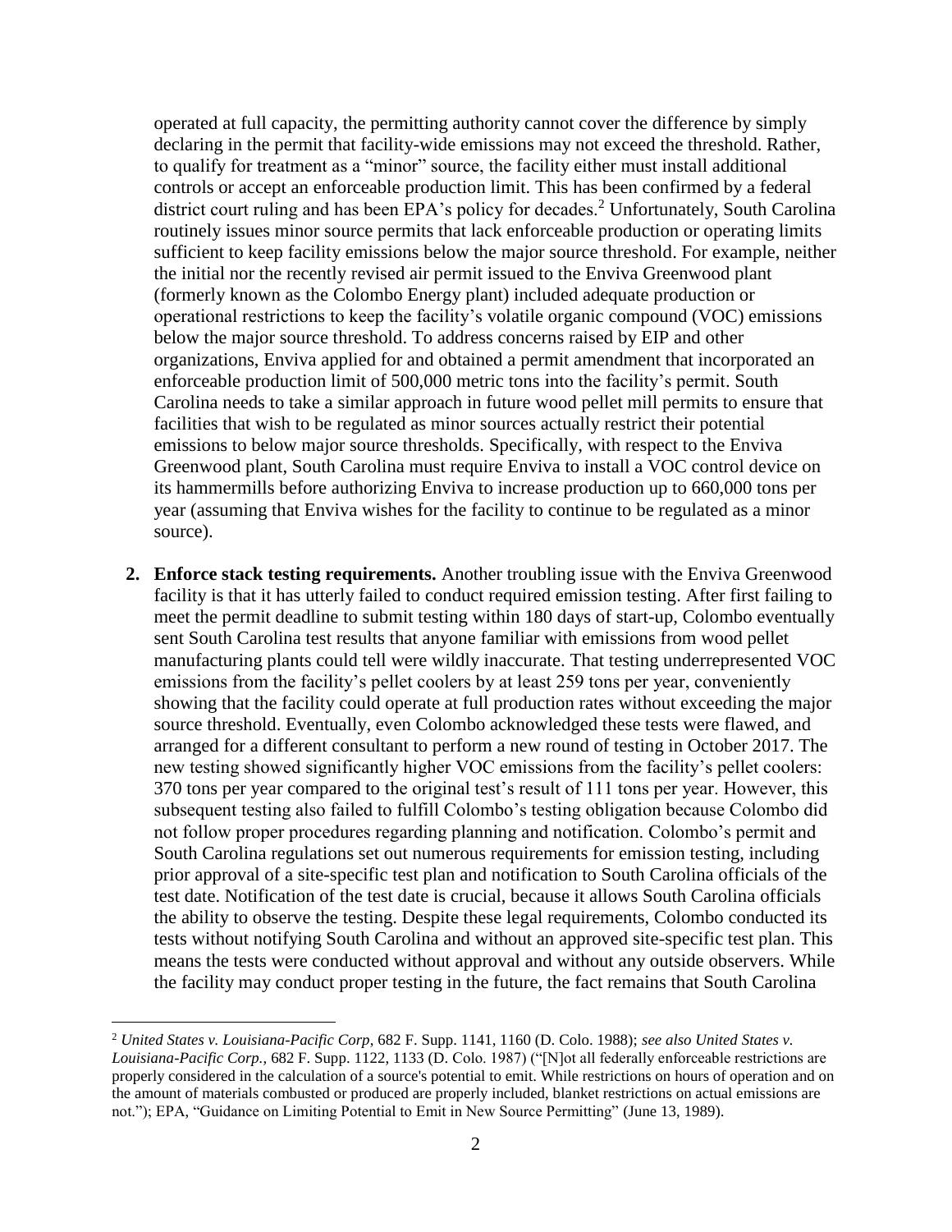operated at full capacity, the permitting authority cannot cover the difference by simply declaring in the permit that facility-wide emissions may not exceed the threshold. Rather, to qualify for treatment as a "minor" source, the facility either must install additional controls or accept an enforceable production limit. This has been confirmed by a federal district court ruling and has been EPA's policy for decades.[2] Unfortunately, South Carolina routinely issues minor source permits that lack enforceable production or operating limits sufficient to keep facility emissions below the major source threshold. For example, neither the initial nor the recently revised air permit issued to the Enviva Greenwood plant (formerly known as the Colombo Energy plant) included adequate production or operational restrictions to keep the facility's volatile organic compound (VOC) emissions below the major source threshold. To address concerns raised by EIP and other organizations, Enviva applied for and obtained a permit amendment that incorporated an enforceable production limit of 500,000 metric tons into the facility's permit. South Carolina needs to take a similar approach in future wood pellet mill permits to ensure that facilities that wish to be regulated as minor sources actually restrict their potential emissions to below major source thresholds. Specifically, with respect to the Enviva Greenwood plant, South Carolina must require Enviva to install a VOC control device on its hammermills before authorizing Enviva to increase production up to 660,000 tons per year (assuming that Enviva wishes for the facility to continue to be regulated as a minor source).

2. **Enforce stack testing requirements.** Another troubling issue with the Enviva Greenwood facility is that it has utterly failed to conduct required emission testing. After first failing to meet the permit deadline to submit testing within 180 days of start-up, Colombo eventually sent South Carolina test results that anyone familiar with emissions from wood pellet manufacturing plants could tell were wildly inaccurate. That testing underrepresented VOC emissions from the facility's pellet coolers by at least 259 tons per year, conveniently showing that the facility could operate at full production rates without exceeding the major source threshold. Eventually, even Colombo acknowledged these tests were flawed, and arranged for a different consultant to perform a new round of testing in October 2017. The new testing showed significantly higher VOC emissions from the facility's pellet coolers: 370 tons per year compared to the original test's result of 111 tons per year. However, this subsequent testing also failed to fulfill Colombo's testing obligation because Colombo did not follow proper procedures regarding planning and notification. Colombo's permit and South Carolina regulations set out numerous requirements for emission testing, including prior approval of a site-specific test plan and notification to South Carolina officials of the test date. Notification of the test date is crucial, because it allows South Carolina officials the ability to observe the testing. Despite these legal requirements, Colombo conducted its tests without notifying South Carolina and without an approved site-specific test plan. This means the tests were conducted without approval and without any outside observers. While the facility may conduct proper testing in the future, the fact remains that South Carolina

---

[2] *United States v. Louisiana-Pacific Corp*, 682 F. Supp. 1141, 1160 (D. Colo. 1988); *see also United States v. Louisiana-Pacific Corp.*, 682 F. Supp. 1122, 1133 (D. Colo. 1987) ("[N]ot all federally enforceable restrictions are properly considered in the calculation of a source's potential to emit. While restrictions on hours of operation and on the amount of materials combusted or produced are properly included, blanket restrictions on actual emissions are not."); EPA, "Guidance on Limiting Potential to Emit in New Source Permitting" (June 13, 1989).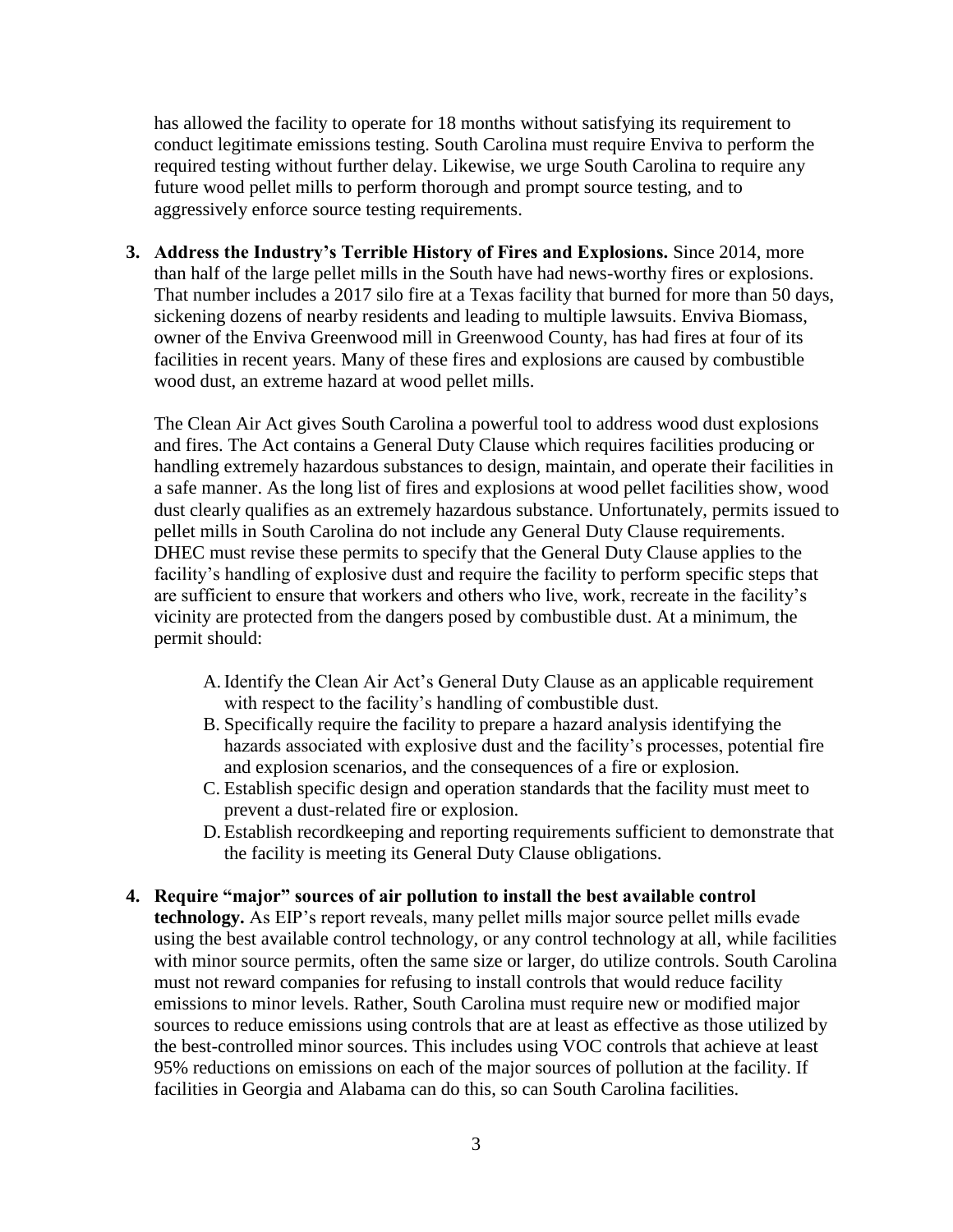has allowed the facility to operate for 18 months without satisfying its requirement to conduct legitimate emissions testing. South Carolina must require Enviva to perform the required testing without further delay. Likewise, we urge South Carolina to require any future wood pellet mills to perform thorough and prompt source testing, and to aggressively enforce source testing requirements.

3. **Address the Industry's Terrible History of Fires and Explosions.** Since 2014, more than half of the large pellet mills in the South have had news-worthy fires or explosions. That number includes a 2017 silo fire at a Texas facility that burned for more than 50 days, sickening dozens of nearby residents and leading to multiple lawsuits. Enviva Biomass, owner of the Enviva Greenwood mill in Greenwood County, has had fires at four of its facilities in recent years. Many of these fires and explosions are caused by combustible wood dust, an extreme hazard at wood pellet mills.

   The Clean Air Act gives South Carolina a powerful tool to address wood dust explosions and fires. The Act contains a General Duty Clause which requires facilities producing or handling extremely hazardous substances to design, maintain, and operate their facilities in a safe manner. As the long list of fires and explosions at wood pellet facilities show, wood dust clearly qualifies as an extremely hazardous substance. Unfortunately, permits issued to pellet mills in South Carolina do not include any General Duty Clause requirements. DHEC must revise these permits to specify that the General Duty Clause applies to the facility's handling of explosive dust and require the facility to perform specific steps that are sufficient to ensure that workers and others who live, work, recreate in the facility's vicinity are protected from the dangers posed by combustible dust. At a minimum, the permit should:

   A. Identify the Clean Air Act's General Duty Clause as an applicable requirement with respect to the facility's handling of combustible dust.
   B. Specifically require the facility to prepare a hazard analysis identifying the hazards associated with explosive dust and the facility's processes, potential fire and explosion scenarios, and the consequences of a fire or explosion.
   C. Establish specific design and operation standards that the facility must meet to prevent a dust-related fire or explosion.
   D. Establish recordkeeping and reporting requirements sufficient to demonstrate that the facility is meeting its General Duty Clause obligations.

4. **Require "major" sources of air pollution to install the best available control technology.** As EIP's report reveals, many pellet mills major source pellet mills evade using the best available control technology, or any control technology at all, while facilities with minor source permits, often the same size or larger, do utilize controls. South Carolina must not reward companies for refusing to install controls that would reduce facility emissions to minor levels. Rather, South Carolina must require new or modified major sources to reduce emissions using controls that are at least as effective as those utilized by the best-controlled minor sources. This includes using VOC controls that achieve at least 95% reductions on emissions on each of the major sources of pollution at the facility. If facilities in Georgia and Alabama can do this, so can South Carolina facilities.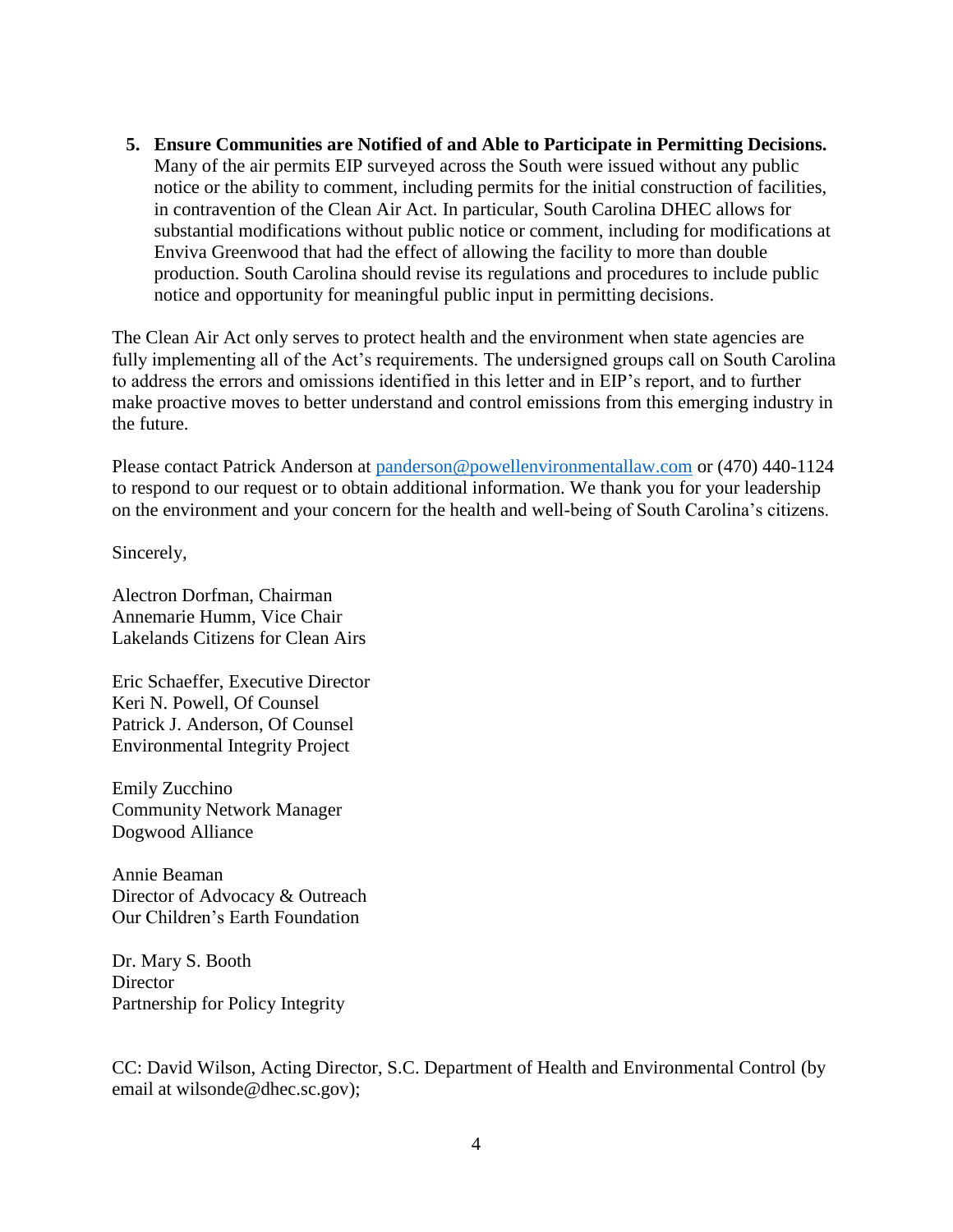5. **Ensure Communities are Notified of and Able to Participate in Permitting Decisions.** Many of the air permits EIP surveyed across the South were issued without any public notice or the ability to comment, including permits for the initial construction of facilities, in contravention of the Clean Air Act. In particular, South Carolina DHEC allows for substantial modifications without public notice or comment, including for modifications at Enviva Greenwood that had the effect of allowing the facility to more than double production. South Carolina should revise its regulations and procedures to include public notice and opportunity for meaningful public input in permitting decisions.

The Clean Air Act only serves to protect health and the environment when state agencies are fully implementing all of the Act's requirements. The undersigned groups call on South Carolina to address the errors and omissions identified in this letter and in EIP's report, and to further make proactive moves to better understand and control emissions from this emerging industry in the future.

Please contact Patrick Anderson at [panderson@powellenvironmentallaw.com](mailto:panderson@powellenvironmentallaw.com) or (470) 440-1124 to respond to our request or to obtain additional information. We thank you for your leadership on the environment and your concern for the health and well-being of South Carolina's citizens.

Sincerely,

Alectron Dorfman, Chairman
Annemarie Humm, Vice Chair
Lakelands Citizens for Clean Airs

Eric Schaeffer, Executive Director
Keri N. Powell, Of Counsel
Patrick J. Anderson, Of Counsel
Environmental Integrity Project

Emily Zucchino
Community Network Manager
Dogwood Alliance

Annie Beaman
Director of Advocacy & Outreach
Our Children's Earth Foundation

Dr. Mary S. Booth
Director
Partnership for Policy Integrity

CC: David Wilson, Acting Director, S.C. Department of Health and Environmental Control (by email at wilsonde@dhec.sc.gov);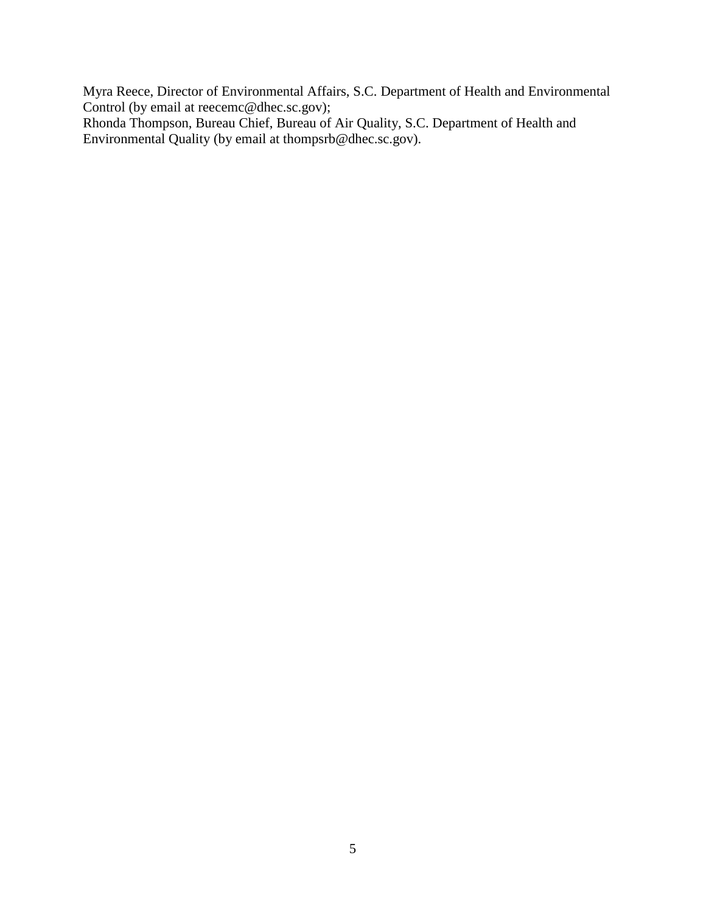Myra Reece, Director of Environmental Affairs, S.C. Department of Health and Environmental Control (by email at reecemc@dhec.sc.gov);
Rhonda Thompson, Bureau Chief, Bureau of Air Quality, S.C. Department of Health and Environmental Quality (by email at thompsrb@dhec.sc.gov).